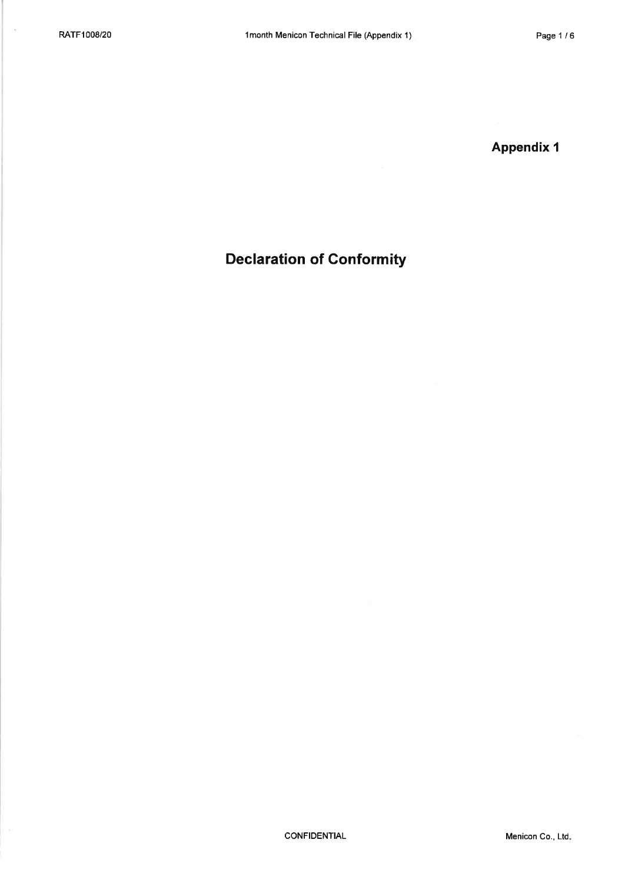**Appendix 1**

# Declaration of Conformity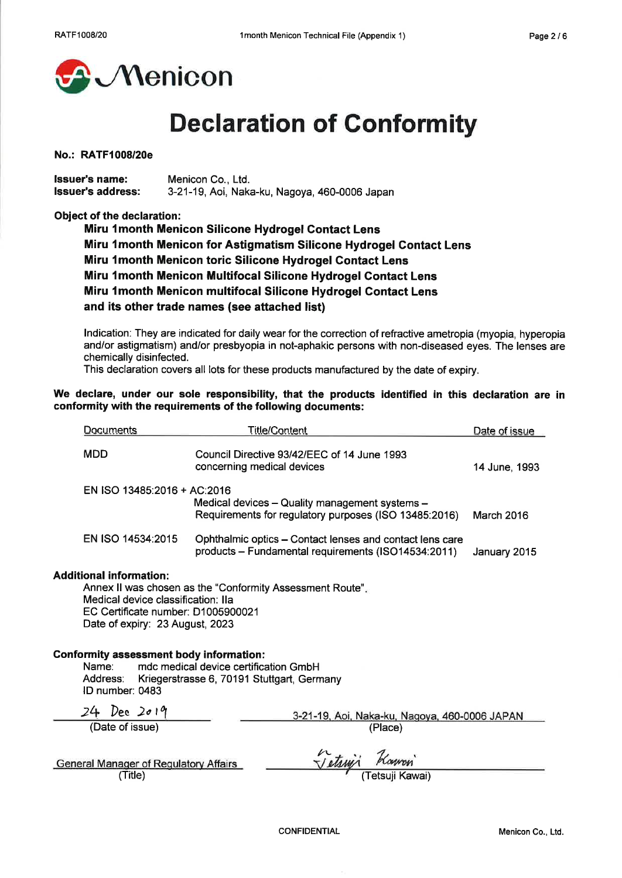Menicon

# Declaration of Conformity

**No.: RATF1008/20e**

**Issuer's name:** Menicon Co., Ltd.
**Issuer's address:** 3-21-19, Aoi, Naka-ku, Nagoya, 460-0006 Japan

**Object of the declaration:**

**Miru 1month Menicon Silicone Hydrogel Contact Lens**
**Miru 1month Menicon for Astigmatism Silicone Hydrogel Contact Lens**
**Miru 1month Menicon toric Silicone Hydrogel Contact Lens**
**Miru 1month Menicon Multifocal Silicone Hydrogel Contact Lens**
**Miru 1month Menicon multifocal Silicone Hydrogel Contact Lens**
**and its other trade names (see attached list)**

Indication: They are indicated for daily wear for the correction of refractive ametropia (myopia, hyperopia and/or astigmatism) and/or presbyopia in not-aphakic persons with non-diseased eyes. The lenses are chemically disinfected.
This declaration covers all lots for these products manufactured by the date of expiry.

**We declare, under our sole responsibility, that the products identified in this declaration are in conformity with the requirements of the following documents:**

| Documents | Title/Content | Date of issue |
|---|---|---|
| MDD | Council Directive 93/42/EEC of 14 June 1993 concerning medical devices | 14 June, 1993 |
| EN ISO 13485:2016 + AC:2016 | Medical devices – Quality management systems – Requirements for regulatory purposes (ISO 13485:2016) | March 2016 |
| EN ISO 14534:2015 | Ophthalmic optics – Contact lenses and contact lens care products – Fundamental requirements (ISO14534:2011) | January 2015 |

**Additional information:**

Annex II was chosen as the "Conformity Assessment Route".
Medical device classification: IIa
EC Certificate number: D1005900021
Date of expiry: 23 August, 2023

**Conformity assessment body information:**

Name: mdc medical device certification GmbH
Address: Kriegerstrasse 6, 70191 Stuttgart, Germany
ID number: 0483

24 Dec 2019
(Date of issue)

3-21-19, Aoi, Naka-ku, Nagoya, 460-0006 JAPAN
(Place)

General Manager of Regulatory Affairs
(Title)

Tetsuji Kawai
(Tetsuji Kawai)

CONFIDENTIAL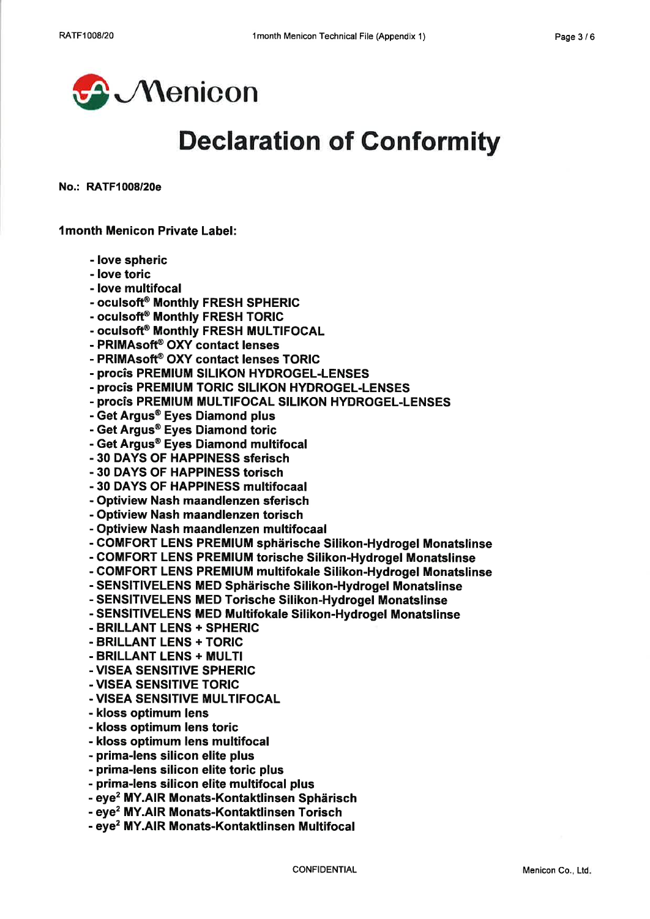Menicon

# Declaration of Conformity

**No.: RATF1008/20e**

**1month Menicon Private Label:**

- love spheric
- love toric
- love multifocal
- oculsoft® Monthly FRESH SPHERIC
- oculsoft® Monthly FRESH TORIC
- oculsoft® Monthly FRESH MULTIFOCAL
- PRIMAsoft® OXY contact lenses
- PRIMAsoft® OXY contact lenses TORIC
- procîs PREMIUM SILIKON HYDROGEL-LENSES
- procîs PREMIUM TORIC SILIKON HYDROGEL-LENSES
- procîs PREMIUM MULTIFOCAL SILIKON HYDROGEL-LENSES
- Get Argus® Eyes Diamond plus
- Get Argus® Eyes Diamond toric
- Get Argus® Eyes Diamond multifocal
- 30 DAYS OF HAPPINESS sferisch
- 30 DAYS OF HAPPINESS torisch
- 30 DAYS OF HAPPINESS multifocaal
- Optiview Nash maandlenzen sferisch
- Optiview Nash maandlenzen torisch
- Optiview Nash maandlenzen multifocaal
- COMFORT LENS PREMIUM sphärische Silikon-Hydrogel Monatslinse
- COMFORT LENS PREMIUM torische Silikon-Hydrogel Monatslinse
- COMFORT LENS PREMIUM multifokale Silikon-Hydrogel Monatslinse
- SENSITIVELENS MED Sphärische Silikon-Hydrogel Monatslinse
- SENSITIVELENS MED Torische Silikon-Hydrogel Monatslinse
- SENSITIVELENS MED Multifokale Silikon-Hydrogel Monatslinse
- BRILLANT LENS + SPHERIC
- BRILLANT LENS + TORIC
- BRILLANT LENS + MULTI
- VISEA SENSITIVE SPHERIC
- VISEA SENSITIVE TORIC
- VISEA SENSITIVE MULTIFOCAL
- kloss optimum lens
- kloss optimum lens toric
- kloss optimum lens multifocal
- prima-lens silicon elite plus
- prima-lens silicon elite toric plus
- prima-lens silicon elite multifocal plus
- eye² MY.AIR Monats-Kontaktlinsen Sphärisch
- eye² MY.AIR Monats-Kontaktlinsen Torisch
- eye² MY.AIR Monats-Kontaktlinsen Multifocal

CONFIDENTIAL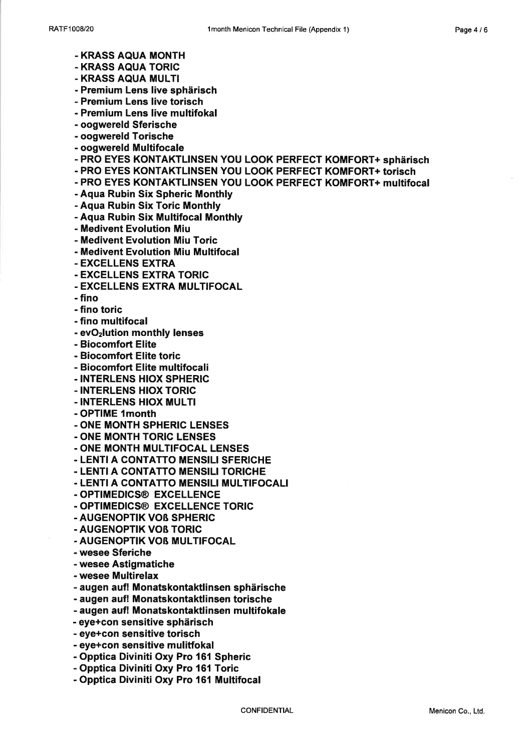- **KRASS AQUA MONTH**
- **KRASS AQUA TORIC**
- **KRASS AQUA MULTI**
- **Premium Lens live sphärisch**
- **Premium Lens live torisch**
- **Premium Lens live multifokal**
- **oogwereld Sferische**
- **oogwereld Torische**
- **oogwereld Multifocale**
- **PRO EYES KONTAKTLINSEN YOU LOOK PERFECT KOMFORT+ sphärisch**
- **PRO EYES KONTAKTLINSEN YOU LOOK PERFECT KOMFORT+ torisch**
- **PRO EYES KONTAKTLINSEN YOU LOOK PERFECT KOMFORT+ multifocal**
- **Aqua Rubin Six Spheric Monthly**
- **Aqua Rubin Six Toric Monthly**
- **Aqua Rubin Six Multifocal Monthly**
- **Medivent Evolution Miu**
- **Medivent Evolution Miu Toric**
- **Medivent Evolution Miu Multifocal**
- **EXCELLENS EXTRA**
- **EXCELLENS EXTRA TORIC**
- **EXCELLENS EXTRA MULTIFOCAL**
- **fino**
- **fino toric**
- **fino multifocal**
- **evO$_2$lution monthly lenses**
- **Biocomfort Elite**
- **Biocomfort Elite toric**
- **Biocomfort Elite multifocali**
- **INTERLENS HIOX SPHERIC**
- **INTERLENS HIOX TORIC**
- **INTERLENS HIOX MULTI**
- **OPTIME 1month**
- **ONE MONTH SPHERIC LENSES**
- **ONE MONTH TORIC LENSES**
- **ONE MONTH MULTIFOCAL LENSES**
- **LENTI A CONTATTO MENSILI SFERICHE**
- **LENTI A CONTATTO MENSILI TORICHE**
- **LENTI A CONTATTO MENSILI MULTIFOCALI**
- **OPTIMEDICS® EXCELLENCE**
- **OPTIMEDICS® EXCELLENCE TORIC**
- **AUGENOPTIK VOß SPHERIC**
- **AUGENOPTIK VOß TORIC**
- **AUGENOPTIK VOß MULTIFOCAL**
- **wesee Sferiche**
- **wesee Astigmatiche**
- **wesee Multirelax**
- **augen auf! Monatskontaktlinsen sphärische**
- **augen auf! Monatskontaktlinsen torische**
- **augen auf! Monatskontaktlinsen multifokale**
- **eye+con sensitive sphärisch**
- **eye+con sensitive torisch**
- **eye+con sensitive mulitfokal**
- **Opptica Diviniti Oxy Pro 161 Spheric**
- **Opptica Diviniti Oxy Pro 161 Toric**
- **Opptica Diviniti Oxy Pro 161 Multifocal**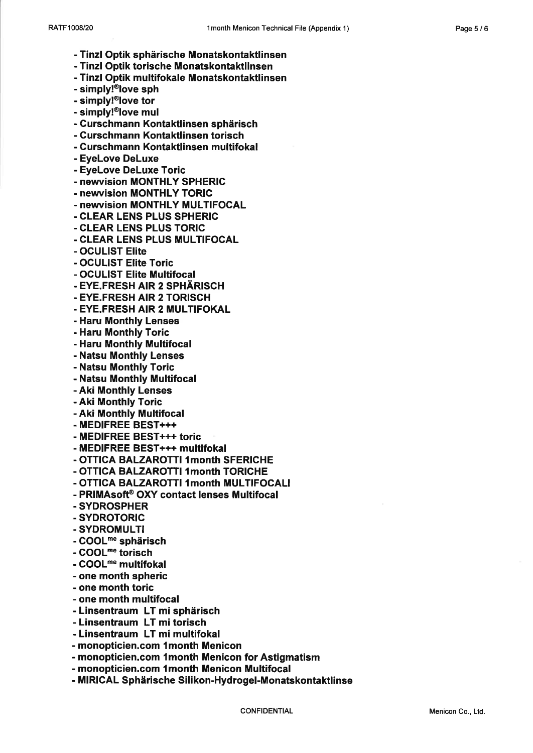- **Tinzl Optik sphärische Monatskontaktlinsen**
- **Tinzl Optik torische Monatskontaktlinsen**
- **Tinzl Optik multifokale Monatskontaktlinsen**
- **simply!®love sph**
- **simply!®love tor**
- **simply!®love mul**
- **Curschmann Kontaktlinsen sphärisch**
- **Curschmann Kontaktlinsen torisch**
- **Curschmann Kontaktlinsen multifokal**
- **EyeLove DeLuxe**
- **EyeLove DeLuxe Toric**
- **newvision MONTHLY SPHERIC**
- **newvision MONTHLY TORIC**
- **newvision MONTHLY MULTIFOCAL**
- **CLEAR LENS PLUS SPHERIC**
- **CLEAR LENS PLUS TORIC**
- **CLEAR LENS PLUS MULTIFOCAL**
- **OCULIST Elite**
- **OCULIST Elite Toric**
- **OCULIST Elite Multifocal**
- **EYE.FRESH AIR 2 SPHÄRISCH**
- **EYE.FRESH AIR 2 TORISCH**
- **EYE.FRESH AIR 2 MULTIFOKAL**
- **Haru Monthly Lenses**
- **Haru Monthly Toric**
- **Haru Monthly Multifocal**
- **Natsu Monthly Lenses**
- **Natsu Monthly Toric**
- **Natsu Monthly Multifocal**
- **Aki Monthly Lenses**
- **Aki Monthly Toric**
- **Aki Monthly Multifocal**
- **MEDIFREE BEST+++**
- **MEDIFREE BEST+++ toric**
- **MEDIFREE BEST+++ multifokal**
- **OTTICA BALZAROTTI 1month SFERICHE**
- **OTTICA BALZAROTTI 1month TORICHE**
- **OTTICA BALZAROTTI 1month MULTIFOCALI**
- **PRIMAsoft® OXY contact lenses Multifocal**
- **SYDROSPHER**
- **SYDROTORIC**
- **SYDROMULTI**
- **COOL^me sphärisch**
- **COOL^me torisch**
- **COOL^me multifokal**
- **one month spheric**
- **one month toric**
- **one month multifocal**
- **Linsentraum LT mi sphärisch**
- **Linsentraum LT mi torisch**
- **Linsentraum LT mi multifokal**
- **monopticien.com 1month Menicon**
- **monopticien.com 1month Menicon for Astigmatism**
- **monopticien.com 1month Menicon Multifocal**
- **MIRICAL Sphärische Silikon-Hydrogel-Monatskontaktlinse**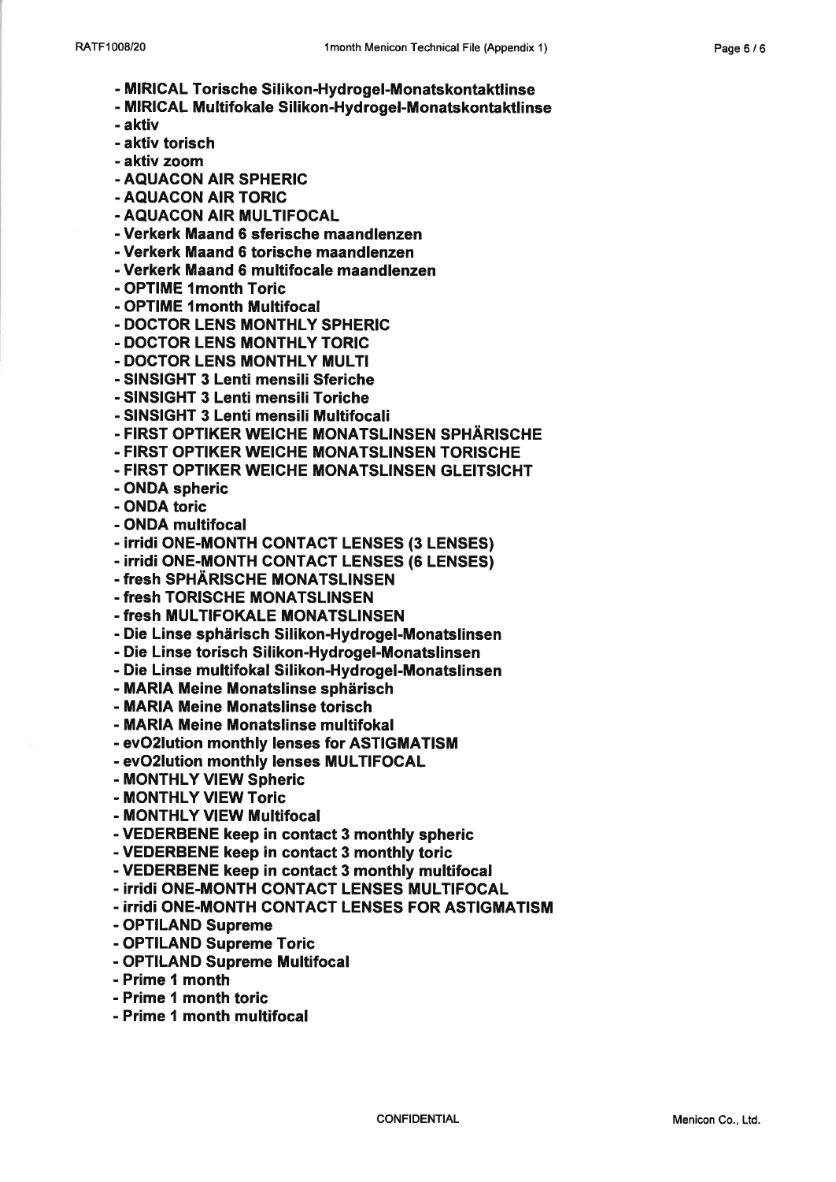- **MIRICAL Torische Silikon-Hydrogel-Monatskontaktlinse**
- **MIRICAL Multifokale Silikon-Hydrogel-Monatskontaktlinse**
- **aktiv**
- **aktiv torisch**
- **aktiv zoom**
- **AQUACON AIR SPHERIC**
- **AQUACON AIR TORIC**
- **AQUACON AIR MULTIFOCAL**
- **Verkerk Maand 6 sferische maandlenzen**
- **Verkerk Maand 6 torische maandlenzen**
- **Verkerk Maand 6 multifocale maandlenzen**
- **OPTIME 1month Toric**
- **OPTIME 1month Multifocal**
- **DOCTOR LENS MONTHLY SPHERIC**
- **DOCTOR LENS MONTHLY TORIC**
- **DOCTOR LENS MONTHLY MULTI**
- **SINSIGHT 3 Lenti mensili Sferiche**
- **SINSIGHT 3 Lenti mensili Toriche**
- **SINSIGHT 3 Lenti mensili Multifocali**
- **FIRST OPTIKER WEICHE MONATSLINSEN SPHÄRISCHE**
- **FIRST OPTIKER WEICHE MONATSLINSEN TORISCHE**
- **FIRST OPTIKER WEICHE MONATSLINSEN GLEITSICHT**
- **ONDA spheric**
- **ONDA toric**
- **ONDA multifocal**
- **irridi ONE-MONTH CONTACT LENSES (3 LENSES)**
- **irridi ONE-MONTH CONTACT LENSES (6 LENSES)**
- **fresh SPHÄRISCHE MONATSLINSEN**
- **fresh TORISCHE MONATSLINSEN**
- **fresh MULTIFOKALE MONATSLINSEN**
- **Die Linse sphärisch Silikon-Hydrogel-Monatslinsen**
- **Die Linse torisch Silikon-Hydrogel-Monatslinsen**
- **Die Linse multifokal Silikon-Hydrogel-Monatslinsen**
- **MARIA Meine Monatslinse sphärisch**
- **MARIA Meine Monatslinse torisch**
- **MARIA Meine Monatslinse multifokal**
- **evO2lution monthly lenses for ASTIGMATISM**
- **evO2lution monthly lenses MULTIFOCAL**
- **MONTHLY VIEW Spheric**
- **MONTHLY VIEW Toric**
- **MONTHLY VIEW Multifocal**
- **VEDERBENE keep in contact 3 monthly spheric**
- **VEDERBENE keep in contact 3 monthly toric**
- **VEDERBENE keep in contact 3 monthly multifocal**
- **irridi ONE-MONTH CONTACT LENSES MULTIFOCAL**
- **irridi ONE-MONTH CONTACT LENSES FOR ASTIGMATISM**
- **OPTILAND Supreme**
- **OPTILAND Supreme Toric**
- **OPTILAND Supreme Multifocal**
- **Prime 1 month**
- **Prime 1 month toric**
- **Prime 1 month multifocal**